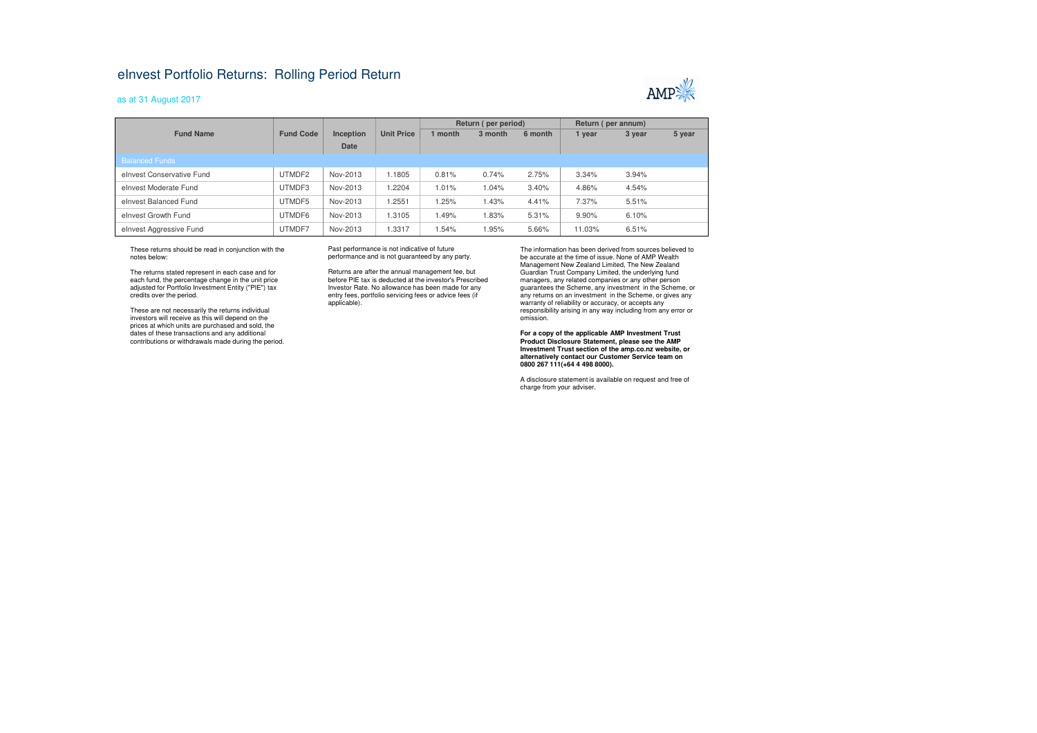# eInvest Portfolio Returns: Rolling Period Return

as at 31 August 2017

| Fund Name | Fund Code | Inception Date | Unit Price | Return ( per period) | | | Return ( per annum) | | |
|---|---|---|---|---|---|---|---|---|---|
| | | | | 1 month | 3 month | 6 month | 1 year | 3 year | 5 year |
| **Balanced Funds** | | | | | | | | | |
| eInvest Conservative Fund | UTMDF2 | Nov-2013 | 1.1805 | 0.81% | 0.74% | 2.75% | 3.34% | 3.94% | |
| eInvest Moderate Fund | UTMDF3 | Nov-2013 | 1.2204 | 1.01% | 1.04% | 3.40% | 4.86% | 4.54% | |
| eInvest Balanced Fund | UTMDF5 | Nov-2013 | 1.2551 | 1.25% | 1.43% | 4.41% | 7.37% | 5.51% | |
| eInvest Growth Fund | UTMDF6 | Nov-2013 | 1.3105 | 1.49% | 1.83% | 5.31% | 9.90% | 6.10% | |
| eInvest Aggressive Fund | UTMDF7 | Nov-2013 | 1.3317 | 1.54% | 1.95% | 5.66% | 11.03% | 6.51% | |

These returns should be read in conjunction with the notes below:

The returns stated represent in each case and for each fund, the percentage change in the unit price adjusted for Portfolio Investment Entity ("PIE") tax credits over the period.

These are not necessarily the returns individual investors will receive as this will depend on the prices at which units are purchased and sold, the dates of these transactions and any additional contributions or withdrawals made during the period.

Past performance is not indicative of future performance and is not guaranteed by any party.

Returns are after the annual management fee, but before PIE tax is deducted at the investor's Prescribed Investor Rate. No allowance has been made for any entry fees, portfolio servicing fees or advice fees (if applicable).

The information has been derived from sources believed to be accurate at the time of issue. None of AMP Wealth Management New Zealand Limited, The New Zealand Guardian Trust Company Limited, the underlying fund managers, any related companies or any other person guarantees the Scheme, any investment in the Scheme, or any returns on an investment in the Scheme, or gives any warranty of reliability or accuracy, or accepts any responsibility arising in any way including from any error or omission.

**For a copy of the applicable AMP Investment Trust Product Disclosure Statement, please see the AMP Investment Trust section of the amp.co.nz website, or alternatively contact our Customer Service team on 0800 267 111(+64 4 498 8000).**

A disclosure statement is available on request and free of charge from your adviser.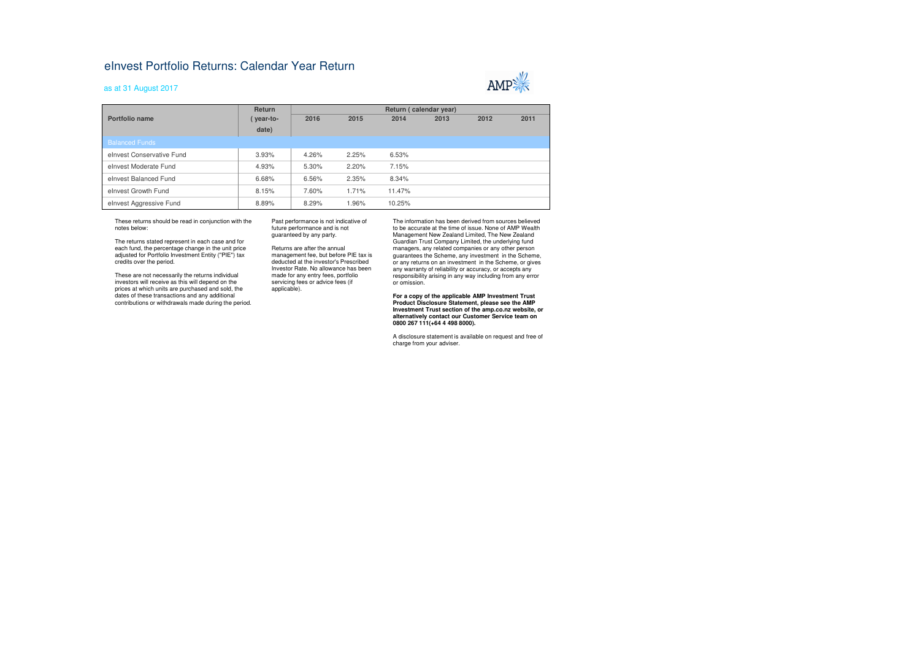# eInvest Portfolio Returns: Calendar Year Return

as at 31 August 2017

| Portfolio name | Return ( year-to-date) | Return ( calendar year) 2016 | 2015 | 2014 | 2013 | 2012 | 2011 |
|---|---|---|---|---|---|---|---|
| Balanced Funds | | | | | | | |
| eInvest Conservative Fund | 3.93% | 4.26% | 2.25% | 6.53% | | | |
| eInvest Moderate Fund | 4.93% | 5.30% | 2.20% | 7.15% | | | |
| eInvest Balanced Fund | 6.68% | 6.56% | 2.35% | 8.34% | | | |
| eInvest Growth Fund | 8.15% | 7.60% | 1.71% | 11.47% | | | |
| eInvest Aggressive Fund | 8.89% | 8.29% | 1.96% | 10.25% | | | |

These returns should be read in conjunction with the notes below:

The returns stated represent in each case and for each fund, the percentage change in the unit price adjusted for Portfolio Investment Entity ("PIE") tax credits over the period.

These are not necessarily the returns individual investors will receive as this will depend on the prices at which units are purchased and sold, the dates of these transactions and any additional contributions or withdrawals made during the period.

Past performance is not indicative of future performance and is not guaranteed by any party.

Returns are after the annual management fee, but before PIE tax is deducted at the investor's Prescribed Investor Rate. No allowance has been made for any entry fees, portfolio servicing fees or advice fees (if applicable).

The information has been derived from sources believed to be accurate at the time of issue. None of AMP Wealth Management New Zealand Limited, The New Zealand Guardian Trust Company Limited, the underlying fund managers, any related companies or any other person guarantees the Scheme, any investment in the Scheme, or any returns on an investment in the Scheme, or gives any warranty of reliability or accuracy, or accepts any responsibility arising in any way including from any error or omission.

**For a copy of the applicable AMP Investment Trust Product Disclosure Statement, please see the AMP Investment Trust section of the amp.co.nz website, or alternatively contact our Customer Service team on 0800 267 111(+64 4 498 8000).**

A disclosure statement is available on request and free of charge from your adviser.